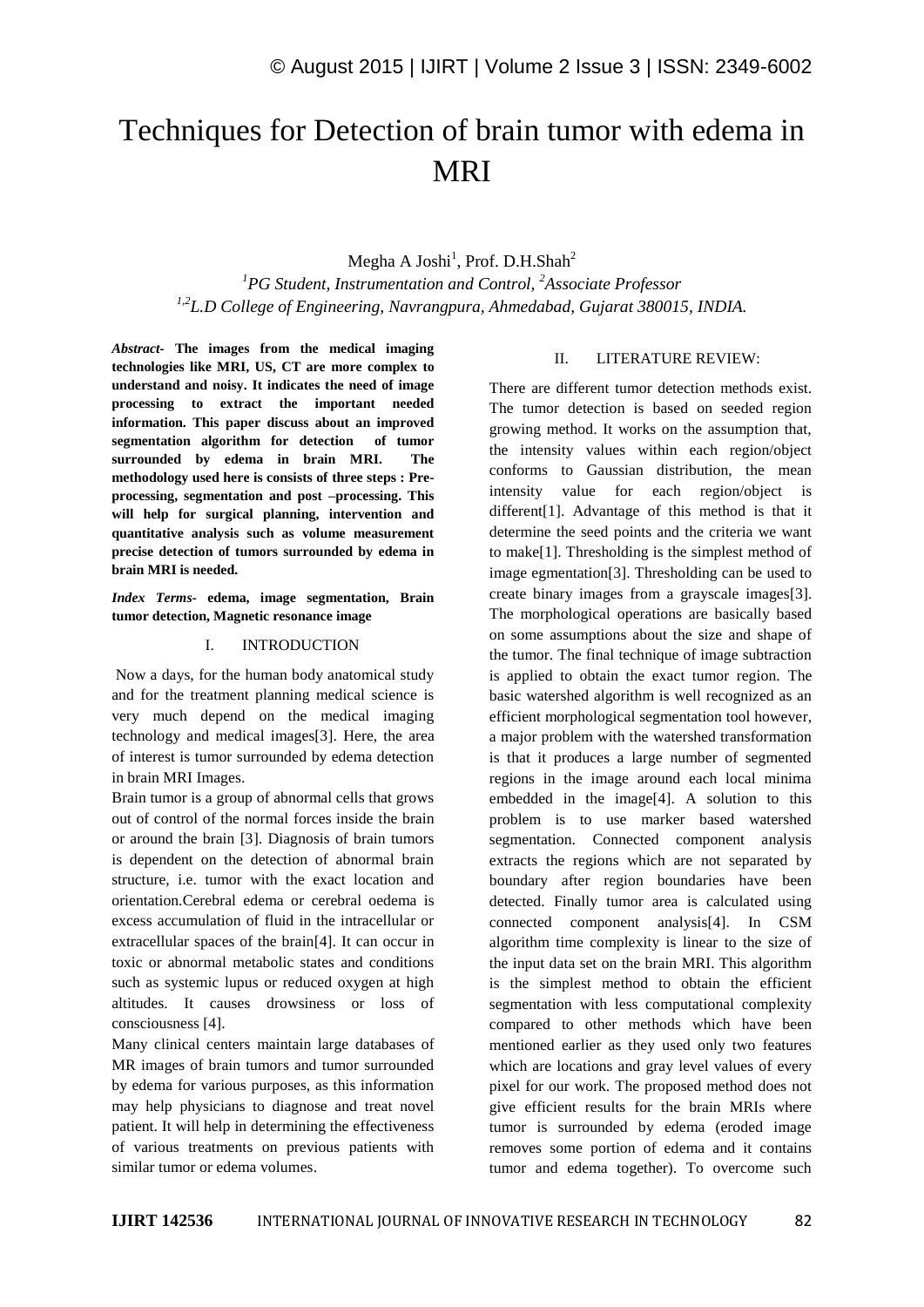# Techniques for Detection of brain tumor with edema in MRI

Megha A Joshi[1], Prof. D.H.Shah[2]

*[1]PG Student, Instrumentation and Control, [2]Associate Professor*

*[1,2]L.D College of Engineering, Navrangpura, Ahmedabad, Gujarat 380015, INDIA.*

***Abstract*- The images from the medical imaging technologies like MRI, US, CT are more complex to understand and noisy. It indicates the need of image processing to extract the important needed information. This paper discuss about an improved segmentation algorithm for detection of tumor surrounded by edema in brain MRI. The methodology used here is consists of three steps : Pre-processing, segmentation and post –processing. This will help for surgical planning, intervention and quantitative analysis such as volume measurement precise detection of tumors surrounded by edema in brain MRI is needed.**

***Index Terms*- edema, image segmentation, Brain tumor detection, Magnetic resonance image**

## I. INTRODUCTION

Now a days, for the human body anatomical study and for the treatment planning medical science is very much depend on the medical imaging technology and medical images[3]. Here, the area of interest is tumor surrounded by edema detection in brain MRI Images.

Brain tumor is a group of abnormal cells that grows out of control of the normal forces inside the brain or around the brain [3]. Diagnosis of brain tumors is dependent on the detection of abnormal brain structure, i.e. tumor with the exact location and orientation.Cerebral edema or cerebral oedema is excess accumulation of fluid in the intracellular or extracellular spaces of the brain[4]. It can occur in toxic or abnormal metabolic states and conditions such as systemic lupus or reduced oxygen at high altitudes. It causes drowsiness or loss of consciousness [4].

Many clinical centers maintain large databases of MR images of brain tumors and tumor surrounded by edema for various purposes, as this information may help physicians to diagnose and treat novel patient. It will help in determining the effectiveness of various treatments on previous patients with similar tumor or edema volumes.

## II. LITERATURE REVIEW:

There are different tumor detection methods exist. The tumor detection is based on seeded region growing method. It works on the assumption that, the intensity values within each region/object conforms to Gaussian distribution, the mean intensity value for each region/object is different[1]. Advantage of this method is that it determine the seed points and the criteria we want to make[1]. Thresholding is the simplest method of image egmentation[3]. Thresholding can be used to create binary images from a grayscale images[3]. The morphological operations are basically based on some assumptions about the size and shape of the tumor. The final technique of image subtraction is applied to obtain the exact tumor region. The basic watershed algorithm is well recognized as an efficient morphological segmentation tool however, a major problem with the watershed transformation is that it produces a large number of segmented regions in the image around each local minima embedded in the image[4]. A solution to this problem is to use marker based watershed segmentation. Connected component analysis extracts the regions which are not separated by boundary after region boundaries have been detected. Finally tumor area is calculated using connected component analysis[4]. In CSM algorithm time complexity is linear to the size of the input data set on the brain MRI. This algorithm is the simplest method to obtain the efficient segmentation with less computational complexity compared to other methods which have been mentioned earlier as they used only two features which are locations and gray level values of every pixel for our work. The proposed method does not give efficient results for the brain MRIs where tumor is surrounded by edema (eroded image removes some portion of edema and it contains tumor and edema together). To overcome such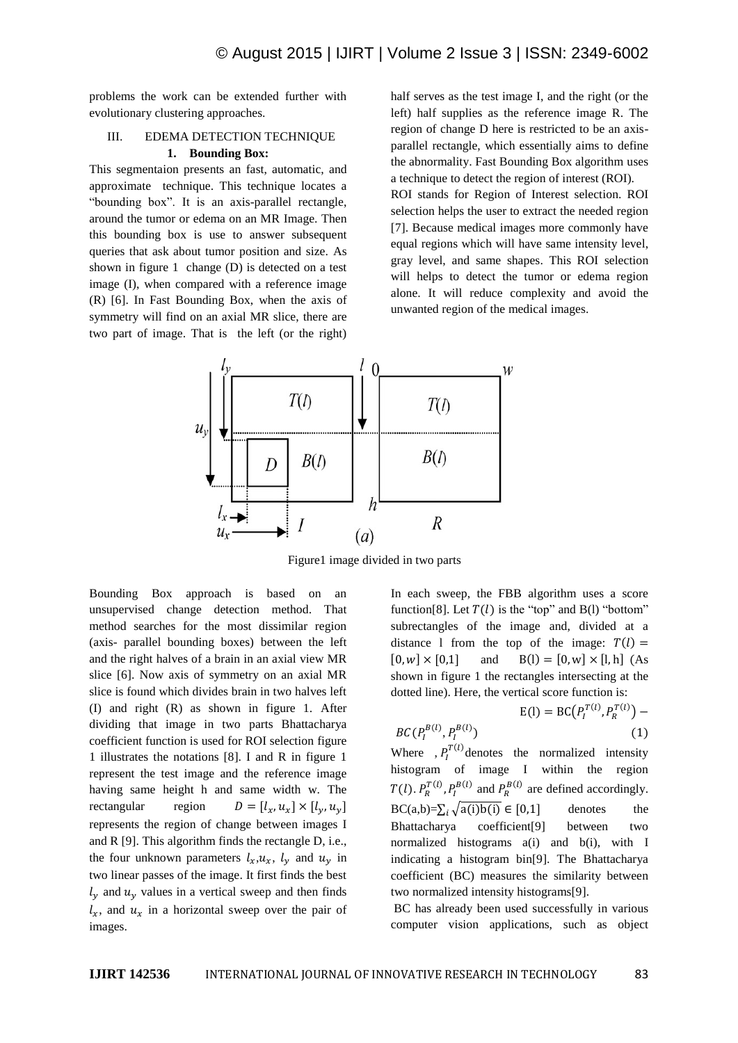problems the work can be extended further with evolutionary clustering approaches.

## III. EDEMA DETECTION TECHNIQUE

### 1. Bounding Box:

This segmentaion presents an fast, automatic, and approximate technique. This technique locates a "bounding box". It is an axis-parallel rectangle, around the tumor or edema on an MR Image. Then this bounding box is use to answer subsequent queries that ask about tumor position and size. As shown in figure 1 change (D) is detected on a test image (I), when compared with a reference image (R) [6]. In Fast Bounding Box, when the axis of symmetry will find on an axial MR slice, there are two part of image. That is the left (or the right) half serves as the test image I, and the right (or the left) half supplies as the reference image R. The region of change D here is restricted to be an axis-parallel rectangle, which essentially aims to define the abnormality. Fast Bounding Box algorithm uses a technique to detect the region of interest (ROI).

ROI stands for Region of Interest selection. ROI selection helps the user to extract the needed region [7]. Because medical images more commonly have equal regions which will have same intensity level, gray level, and same shapes. This ROI selection will helps to detect the tumor or edema region alone. It will reduce complexity and avoid the unwanted region of the medical images.

Figure1 image divided in two parts

Bounding Box approach is based on an unsupervised change detection method. That method searches for the most dissimilar region (axis- parallel bounding boxes) between the left and the right halves of a brain in an axial view MR slice [6]. Now axis of symmetry on an axial MR slice is found which divides brain in two halves left (I) and right (R) as shown in figure 1. After dividing that image in two parts Bhattacharya coefficient function is used for ROI selection figure 1 illustrates the notations [8]. I and R in figure 1 represent the test image and the reference image having same height h and same width w. The rectangular region $D = [l_x, u_x] \times [l_y, u_y]$ represents the region of change between images I and R [9]. This algorithm finds the rectangle D, i.e., the four unknown parameters $l_x$,$u_x$, $l_y$ and $u_y$ in two linear passes of the image. It first finds the best $l_y$ and $u_y$ values in a vertical sweep and then finds $l_x$, and $u_x$ in a horizontal sweep over the pair of images.

In each sweep, the FBB algorithm uses a score function[8]. Let $T(l)$ is the "top" and B(l) "bottom" subrectangles of the image and, divided at a distance l from the top of the image: $T(l) = [0, w] \times [0,1]$ and $B(l) = [0, w] \times [l, h]$ (As shown in figure 1 the rectangles intersecting at the dotted line). Here, the vertical score function is:

$$E(l) = BC\left(P_I^{T(l)}, P_R^{T(l)}\right) - BC\left(P_I^{B(l)}, P_I^{B(l)}\right) \tag{1}$$

Where , $P_I^{T(l)}$ denotes the normalized intensity histogram of image I within the region $T(l)$. $P_R^{T(l)}, P_I^{B(l)}$ and $P_R^{B(l)}$ are defined accordingly. $BC(a,b)=\sum_i \sqrt{a(i)b(i)} \in [0,1]$ denotes the Bhattacharya coefficient[9] between two normalized histograms a(i) and b(i), with I indicating a histogram bin[9]. The Bhattacharya coefficient (BC) measures the similarity between two normalized intensity histograms[9].

BC has already been used successfully in various computer vision applications, such as object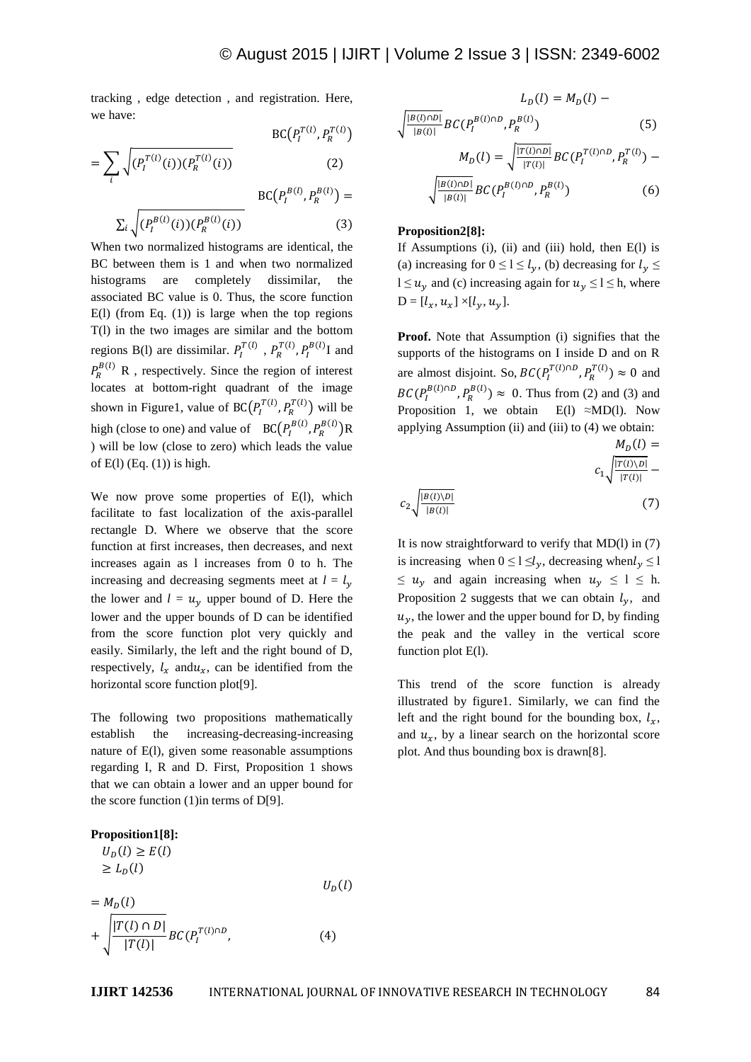tracking , edge detection , and registration. Here, we have:

$$\mathrm{BC}\left(P_I^{T(l)}, P_R^{T(l)}\right) = \sum_i \sqrt{(P_I^{T(l)}(i))(P_R^{T(l)}(i))} \quad (2)$$

$$\mathrm{BC}\left(P_I^{B(l)}, P_R^{B(l)}\right) = \sum_i \sqrt{(P_I^{B(l)}(i))(P_R^{B(l)}(i))} \quad (3)$$

When two normalized histograms are identical, the BC between them is 1 and when two normalized histograms are completely dissimilar, the associated BC value is 0. Thus, the score function E(l) (from Eq. (1)) is large when the top regions T(l) in the two images are similar and the bottom regions B(l) are dissimilar. $P_I^{T(l)}$ , $P_R^{T(l)}, P_I^{B(l)}$I and $P_R^{B(l)}$ R , respectively. Since the region of interest locates at bottom-right quadrant of the image shown in Figure1, value of $\mathrm{BC}\left(P_I^{T(l)}, P_R^{T(l)}\right)$ will be high (close to one) and value of $\mathrm{BC}\left(P_I^{B(l)}, P_R^{B(l)}\right)$R ) will be low (close to zero) which leads the value of E(l) (Eq. (1)) is high.

We now prove some properties of E(l), which facilitate to fast localization of the axis-parallel rectangle D. Where we observe that the score function at first increases, then decreases, and next increases again as l increases from 0 to h. The increasing and decreasing segments meet at $l = l_y$ the lower and $l = u_y$ upper bound of D. Here the lower and the upper bounds of D can be identified from the score function plot very quickly and easily. Similarly, the left and the right bound of D, respectively, $l_x$ and$u_x$, can be identified from the horizontal score function plot[9].

The following two propositions mathematically establish the increasing-decreasing-increasing nature of E(l), given some reasonable assumptions regarding I, R and D. First, Proposition 1 shows that we can obtain a lower and an upper bound for the score function (1)in terms of D[9].

**Proposition1[8]:**

$U_D(l) \geq E(l) \geq L_D(l)$

$$U_D(l) = M_D(l) + \sqrt{\frac{|T(l) \cap D|}{|T(l)|}} BC(P_I^{T(l) \cap D}, \quad (4)$$

$$L_D(l) = M_D(l) - \sqrt{\frac{|B(l) \cap D|}{|B(l)|}} BC(P_I^{B(l) \cap D}, P_R^{B(l)}) \quad (5)$$

$$M_D(l) = \sqrt{\frac{|T(l) \cap D|}{|T(l)|}} BC(P_I^{T(l) \cap D}, P_R^{T(l)}) - \sqrt{\frac{|B(l) \cap D|}{|B(l)|}} BC(P_I^{B(l) \cap D}, P_R^{B(l)}) \quad (6)$$

**Proposition2[8]:**

If Assumptions (i), (ii) and (iii) hold, then E(l) is (a) increasing for $0 \leq l \leq l_y$, (b) decreasing for $l_y \leq l \leq u_y$ and (c) increasing again for $u_y \leq l \leq h$, where $D = [l_x, u_x] \times [l_y, u_y]$.

**Proof.** Note that Assumption (i) signifies that the supports of the histograms on I inside D and on R are almost disjoint. So, $BC(P_I^{T(l) \cap D}, P_R^{T(l)}) \approx 0$ and $BC(P_I^{B(l) \cap D}, P_R^{B(l)}) \approx 0$. Thus from (2) and (3) and Proposition 1, we obtain E(l) ≈MD(l). Now applying Assumption (ii) and (iii) to (4) we obtain:

$$M_D(l) = c_1\sqrt{\frac{|T(l) \setminus D|}{|T(l)|}} - c_2\sqrt{\frac{|B(l) \setminus D|}{|B(l)|}} \quad (7)$$

It is now straightforward to verify that MD(l) in (7) is increasing when $0 \leq l \leq l_y$, decreasing when$l_y \leq l \leq u_y$ and again increasing when $u_y \leq l \leq h$. Proposition 2 suggests that we can obtain $l_y$, and $u_y$, the lower and the upper bound for D, by finding the peak and the valley in the vertical score function plot E(l).

This trend of the score function is already illustrated by figure1. Similarly, we can find the left and the right bound for the bounding box, $l_x$, and $u_x$, by a linear search on the horizontal score plot. And thus bounding box is drawn[8].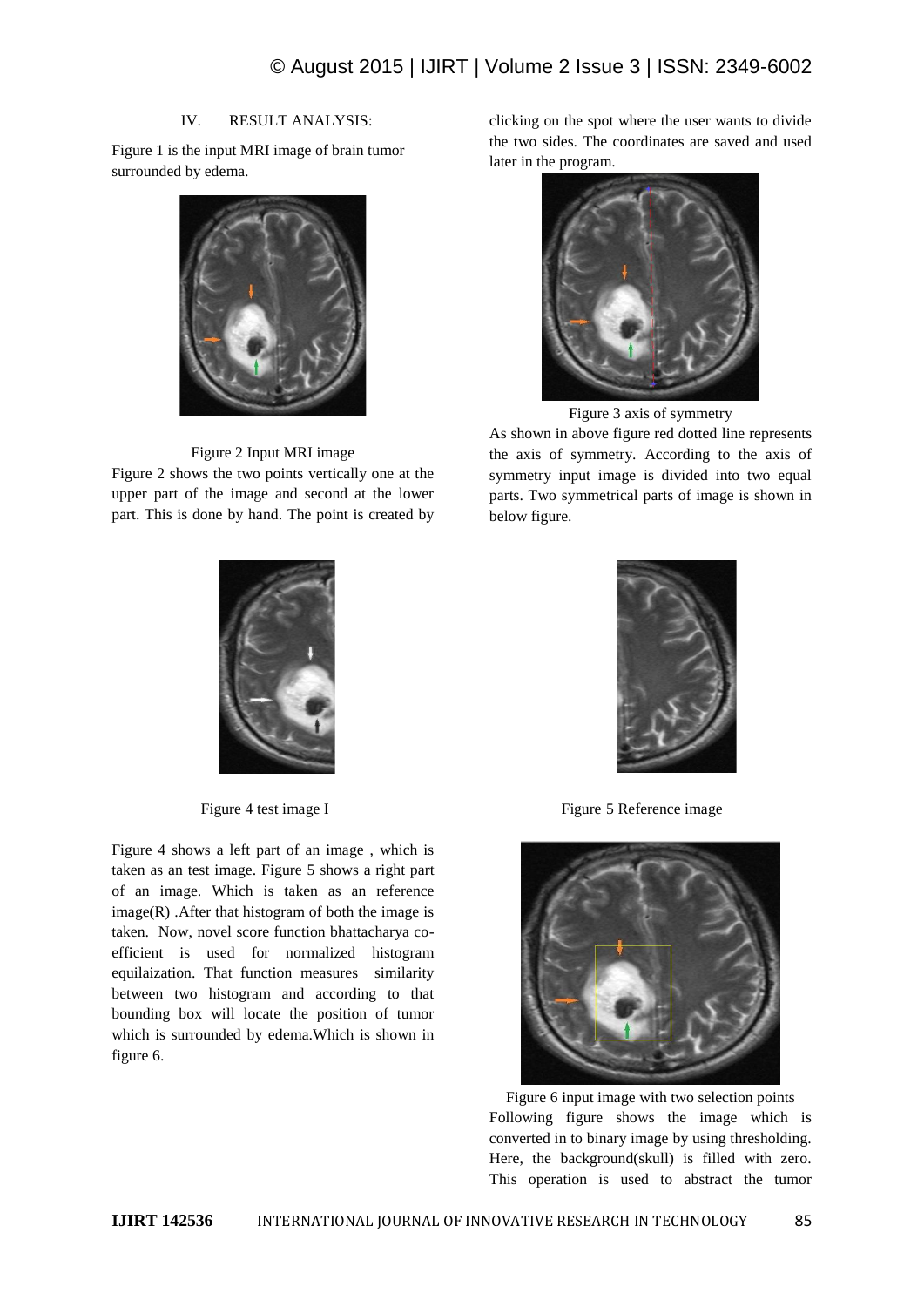## IV. RESULT ANALYSIS:

Figure 1 is the input MRI image of brain tumor surrounded by edema.

Figure 2 Input MRI image

Figure 2 shows the two points vertically one at the upper part of the image and second at the lower part. This is done by hand. The point is created by clicking on the spot where the user wants to divide the two sides. The coordinates are saved and used later in the program.

Figure 3 axis of symmetry

As shown in above figure red dotted line represents the axis of symmetry. According to the axis of symmetry input image is divided into two equal parts. Two symmetrical parts of image is shown in below figure.

Figure 4 test image I

Figure 5 Reference image

Figure 4 shows a left part of an image , which is taken as an test image. Figure 5 shows a right part of an image. Which is taken as an reference image(R) .After that histogram of both the image is taken. Now, novel score function bhattacharya co-efficient is used for normalized histogram equilaization. That function measures similarity between two histogram and according to that bounding box will locate the position of tumor which is surrounded by edema.Which is shown in figure 6.

Figure 6 input image with two selection points

Following figure shows the image which is converted in to binary image by using thresholding. Here, the background(skull) is filled with zero. This operation is used to abstract the tumor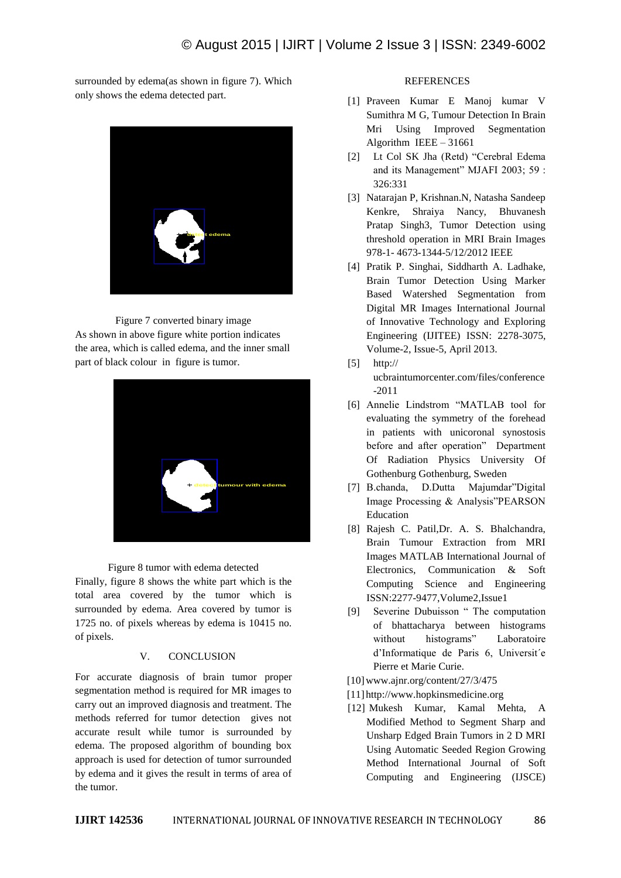surrounded by edema(as shown in figure 7). Which only shows the edema detected part.

Figure 7 converted binary image

As shown in above figure white portion indicates the area, which is called edema, and the inner small part of black colour in figure is tumor.

Figure 8 tumor with edema detected

Finally, figure 8 shows the white part which is the total area covered by the tumor which is surrounded by edema. Area covered by tumor is 1725 no. of pixels whereas by edema is 10415 no. of pixels.

## V. CONCLUSION

For accurate diagnosis of brain tumor proper segmentation method is required for MR images to carry out an improved diagnosis and treatment. The methods referred for tumor detection gives not accurate result while tumor is surrounded by edema. The proposed algorithm of bounding box approach is used for detection of tumor surrounded by edema and it gives the result in terms of area of the tumor.

## REFERENCES

[1] Praveen Kumar E Manoj kumar V Sumithra M G, Tumour Detection In Brain Mri Using Improved Segmentation Algorithm IEEE – 31661

[2] Lt Col SK Jha (Retd) "Cerebral Edema and its Management" MJAFI 2003; 59 : 326:331

[3] Natarajan P, Krishnan.N, Natasha Sandeep Kenkre, Shraiya Nancy, Bhuvanesh Pratap Singh3, Tumor Detection using threshold operation in MRI Brain Images 978-1- 4673-1344-5/12/2012 IEEE

[4] Pratik P. Singhai, Siddharth A. Ladhake, Brain Tumor Detection Using Marker Based Watershed Segmentation from Digital MR Images International Journal of Innovative Technology and Exploring Engineering (IJITEE) ISSN: 2278-3075, Volume-2, Issue-5, April 2013.

[5] http:// ucbraintumorcenter.com/files/conference -2011

[6] Annelie Lindstrom "MATLAB tool for evaluating the symmetry of the forehead in patients with unicoronal synostosis before and after operation" Department Of Radiation Physics University Of Gothenburg Gothenburg, Sweden

[7] B.chanda, D.Dutta Majumdar"Digital Image Processing & Analysis"PEARSON Education

[8] Rajesh C. Patil,Dr. A. S. Bhalchandra, Brain Tumour Extraction from MRI Images MATLAB International Journal of Electronics, Communication & Soft Computing Science and Engineering ISSN:2277-9477,Volume2,Issue1

[9] Severine Dubuisson " The computation of bhattacharya between histograms without histograms" Laboratoire d'Informatique de Paris 6, Universit´e Pierre et Marie Curie.

[10] www.ajnr.org/content/27/3/475

[11] http://www.hopkinsmedicine.org

[12] Mukesh Kumar, Kamal Mehta, A Modified Method to Segment Sharp and Unsharp Edged Brain Tumors in 2 D MRI Using Automatic Seeded Region Growing Method International Journal of Soft Computing and Engineering (IJSCE)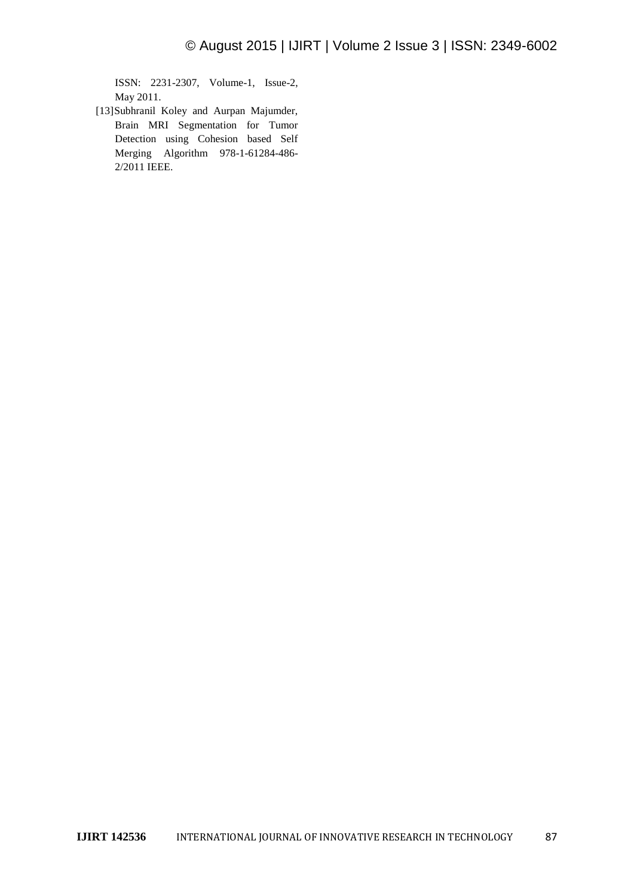ISSN: 2231-2307, Volume-1, Issue-2, May 2011.

[13] Subhranil Koley and Aurpan Majumder, Brain MRI Segmentation for Tumor Detection using Cohesion based Self Merging Algorithm 978-1-61284-486-2/2011 IEEE.